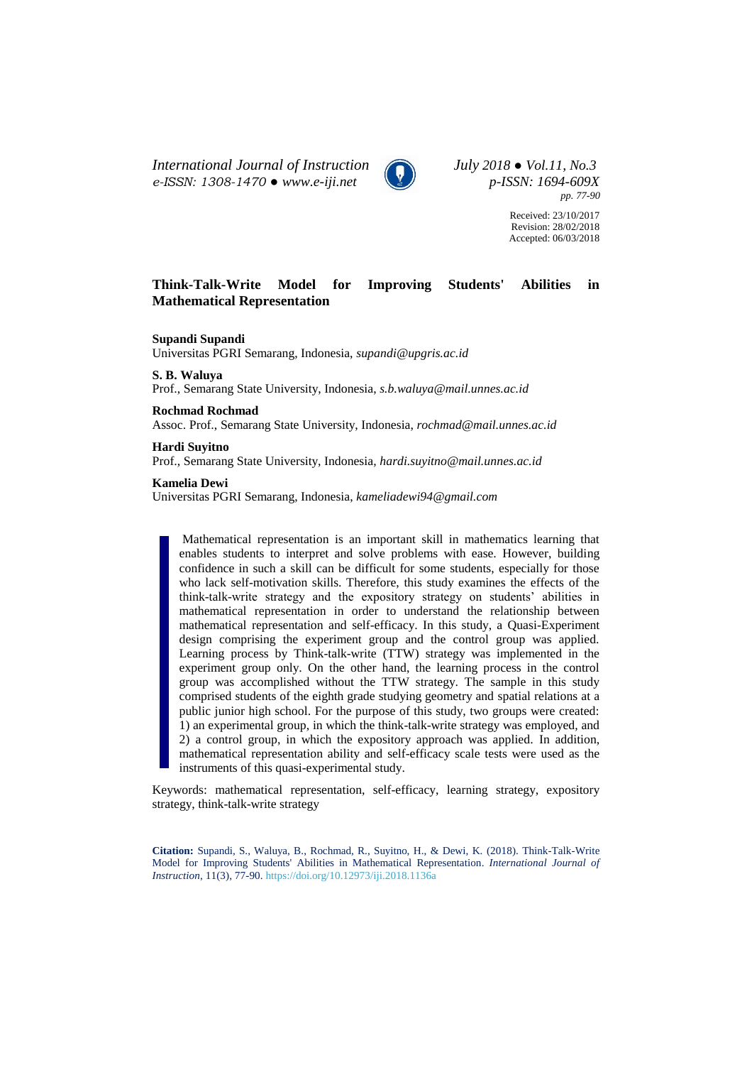International Journal of Instruction
e-ISSN: 1308-1470 ● www.e-iji.net

July 2018 ● Vol.11, No.3
p-ISSN: 1694-609X
pp. 77-90

Received: 23/10/2017
Revision: 28/02/2018
Accepted: 06/03/2018

# Think-Talk-Write Model for Improving Students' Abilities in Mathematical Representation

**Supandi Supandi**
Universitas PGRI Semarang, Indonesia, *supandi@upgris.ac.id*

**S. B. Waluya**
Prof., Semarang State University, Indonesia, *s.b.waluya@mail.unnes.ac.id*

**Rochmad Rochmad**
Assoc. Prof., Semarang State University, Indonesia, *rochmad@mail.unnes.ac.id*

**Hardi Suyitno**
Prof., Semarang State University, Indonesia, *hardi.suyitno@mail.unnes.ac.id*

**Kamelia Dewi**
Universitas PGRI Semarang, Indonesia, *kameliadewi94@gmail.com*

Mathematical representation is an important skill in mathematics learning that enables students to interpret and solve problems with ease. However, building confidence in such a skill can be difficult for some students, especially for those who lack self-motivation skills. Therefore, this study examines the effects of the think-talk-write strategy and the expository strategy on students' abilities in mathematical representation in order to understand the relationship between mathematical representation and self-efficacy. In this study, a Quasi-Experiment design comprising the experiment group and the control group was applied. Learning process by Think-talk-write (TTW) strategy was implemented in the experiment group only. On the other hand, the learning process in the control group was accomplished without the TTW strategy. The sample in this study comprised students of the eighth grade studying geometry and spatial relations at a public junior high school. For the purpose of this study, two groups were created: 1) an experimental group, in which the think-talk-write strategy was employed, and 2) a control group, in which the expository approach was applied. In addition, mathematical representation ability and self-efficacy scale tests were used as the instruments of this quasi-experimental study.

Keywords: mathematical representation, self-efficacy, learning strategy, expository strategy, think-talk-write strategy

**Citation:** Supandi, S., Waluya, B., Rochmad, R., Suyitno, H., & Dewi, K. (2018). Think-Talk-Write Model for Improving Students' Abilities in Mathematical Representation. *International Journal of Instruction*, 11(3), 77-90. https://doi.org/10.12973/iji.2018.1136a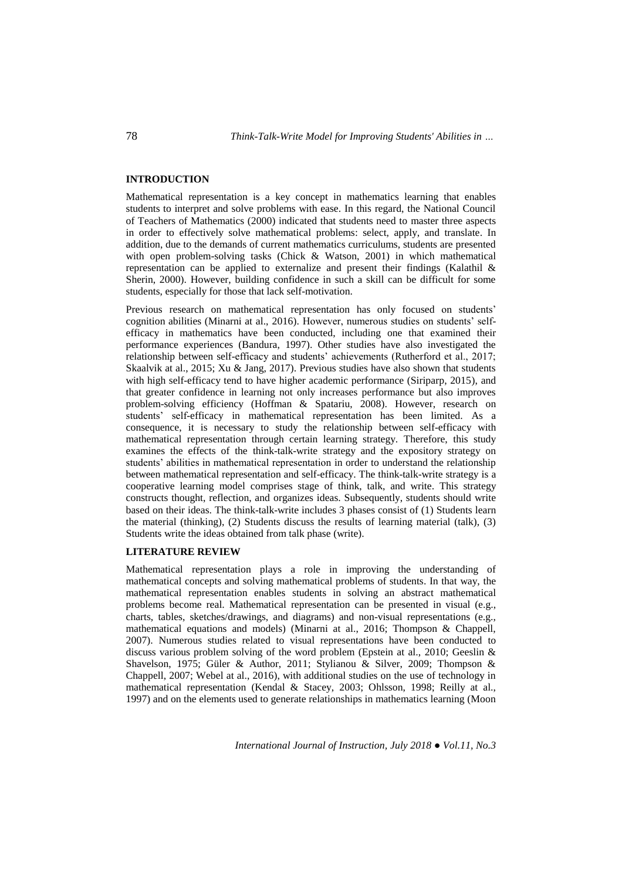## INTRODUCTION

Mathematical representation is a key concept in mathematics learning that enables students to interpret and solve problems with ease. In this regard, the National Council of Teachers of Mathematics (2000) indicated that students need to master three aspects in order to effectively solve mathematical problems: select, apply, and translate. In addition, due to the demands of current mathematics curriculums, students are presented with open problem-solving tasks (Chick & Watson, 2001) in which mathematical representation can be applied to externalize and present their findings (Kalathil & Sherin, 2000). However, building confidence in such a skill can be difficult for some students, especially for those that lack self-motivation.

Previous research on mathematical representation has only focused on students' cognition abilities (Minarni at al., 2016). However, numerous studies on students' self-efficacy in mathematics have been conducted, including one that examined their performance experiences (Bandura, 1997). Other studies have also investigated the relationship between self-efficacy and students' achievements (Rutherford et al., 2017; Skaalvik at al., 2015; Xu & Jang, 2017). Previous studies have also shown that students with high self-efficacy tend to have higher academic performance (Siriparp, 2015), and that greater confidence in learning not only increases performance but also improves problem-solving efficiency (Hoffman & Spatariu, 2008). However, research on students' self-efficacy in mathematical representation has been limited. As a consequence, it is necessary to study the relationship between self-efficacy with mathematical representation through certain learning strategy. Therefore, this study examines the effects of the think-talk-write strategy and the expository strategy on students' abilities in mathematical representation in order to understand the relationship between mathematical representation and self-efficacy. The think-talk-write strategy is a cooperative learning model comprises stage of think, talk, and write. This strategy constructs thought, reflection, and organizes ideas. Subsequently, students should write based on their ideas. The think-talk-write includes 3 phases consist of (1) Students learn the material (thinking), (2) Students discuss the results of learning material (talk), (3) Students write the ideas obtained from talk phase (write).

## LITERATURE REVIEW

Mathematical representation plays a role in improving the understanding of mathematical concepts and solving mathematical problems of students. In that way, the mathematical representation enables students in solving an abstract mathematical problems become real. Mathematical representation can be presented in visual (e.g., charts, tables, sketches/drawings, and diagrams) and non-visual representations (e.g., mathematical equations and models) (Minarni at al., 2016; Thompson & Chappell, 2007). Numerous studies related to visual representations have been conducted to discuss various problem solving of the word problem (Epstein at al., 2010; Geeslin & Shavelson, 1975; Güler & Author, 2011; Stylianou & Silver, 2009; Thompson & Chappell, 2007; Webel at al., 2016), with additional studies on the use of technology in mathematical representation (Kendal & Stacey, 2003; Ohlsson, 1998; Reilly at al., 1997) and on the elements used to generate relationships in mathematics learning (Moon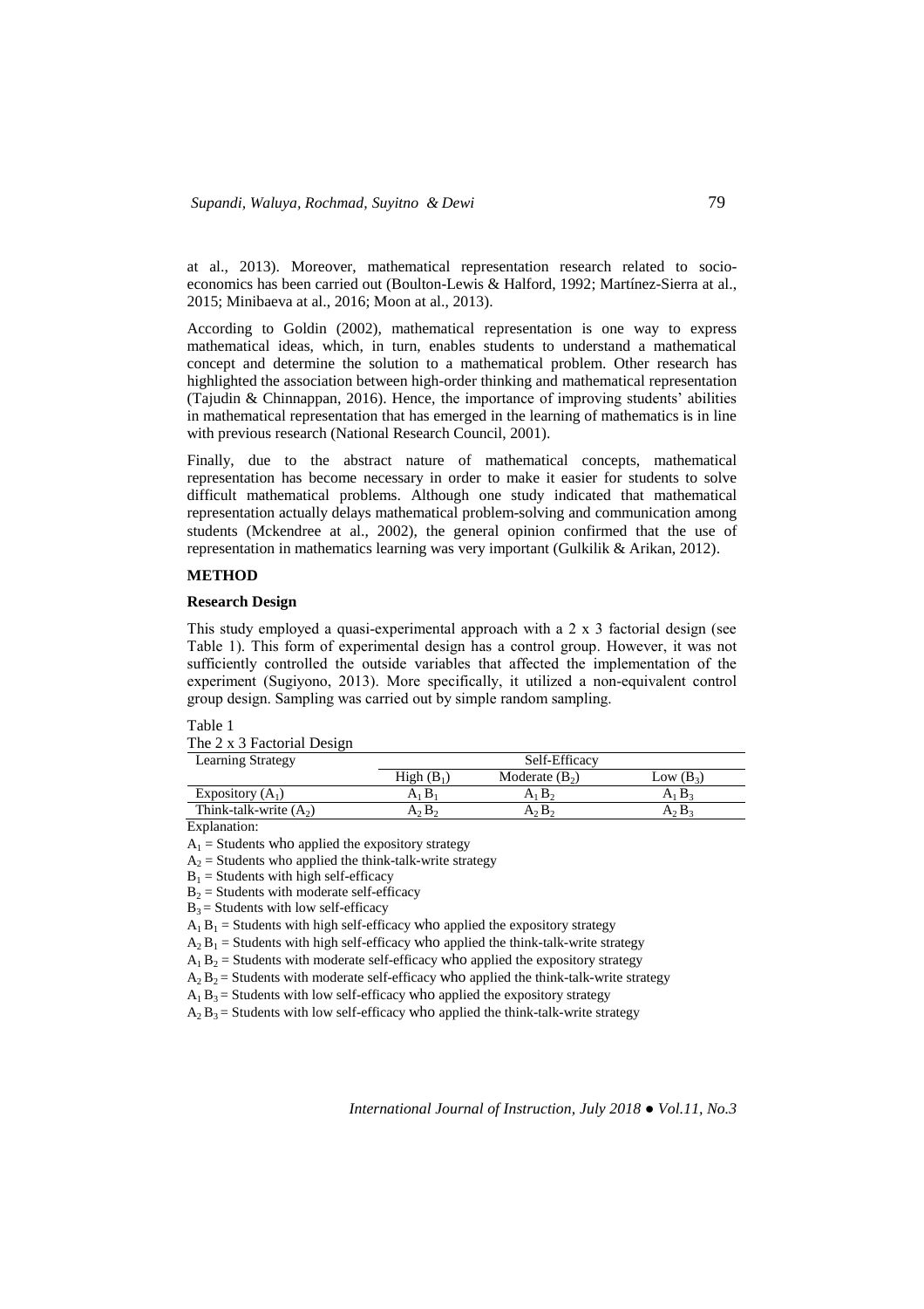at al., 2013). Moreover, mathematical representation research related to socio-economics has been carried out (Boulton-Lewis & Halford, 1992; Martínez-Sierra at al., 2015; Minibaeva at al., 2016; Moon at al., 2013).

According to Goldin (2002), mathematical representation is one way to express mathematical ideas, which, in turn, enables students to understand a mathematical concept and determine the solution to a mathematical problem. Other research has highlighted the association between high-order thinking and mathematical representation (Tajudin & Chinnappan, 2016). Hence, the importance of improving students' abilities in mathematical representation that has emerged in the learning of mathematics is in line with previous research (National Research Council, 2001).

Finally, due to the abstract nature of mathematical concepts, mathematical representation has become necessary in order to make it easier for students to solve difficult mathematical problems. Although one study indicated that mathematical representation actually delays mathematical problem-solving and communication among students (Mckendree at al., 2002), the general opinion confirmed that the use of representation in mathematics learning was very important (Gulkilik & Arikan, 2012).

## METHOD

### Research Design

This study employed a quasi-experimental approach with a 2 x 3 factorial design (see Table 1). This form of experimental design has a control group. However, it was not sufficiently controlled the outside variables that affected the implementation of the experiment (Sugiyono, 2013). More specifically, it utilized a non-equivalent control group design. Sampling was carried out by simple random sampling.

Table 1
The 2 x 3 Factorial Design

| Learning Strategy | Self-Efficacy | | |
|---|---|---|---|
| | High ($B_1$) | Moderate ($B_2$) | Low ($B_3$) |
| Expository ($A_1$) | $A_1 B_1$ | $A_1 B_2$ | $A_1 B_3$ |
| Think-talk-write ($A_2$) | $A_2 B_2$ | $A_2 B_2$ | $A_2 B_3$ |

Explanation:

$A_1$ = Students who applied the expository strategy

$A_2$ = Students who applied the think-talk-write strategy

$B_1$ = Students with high self-efficacy

$B_2$ = Students with moderate self-efficacy

$B_3$ = Students with low self-efficacy

$A_1 B_1$ = Students with high self-efficacy who applied the expository strategy

$A_2 B_1$ = Students with high self-efficacy who applied the think-talk-write strategy

$A_1 B_2$ = Students with moderate self-efficacy who applied the expository strategy

$A_2 B_2$ = Students with moderate self-efficacy who applied the think-talk-write strategy

$A_1 B_3$ = Students with low self-efficacy who applied the expository strategy

$A_2 B_3$ = Students with low self-efficacy who applied the think-talk-write strategy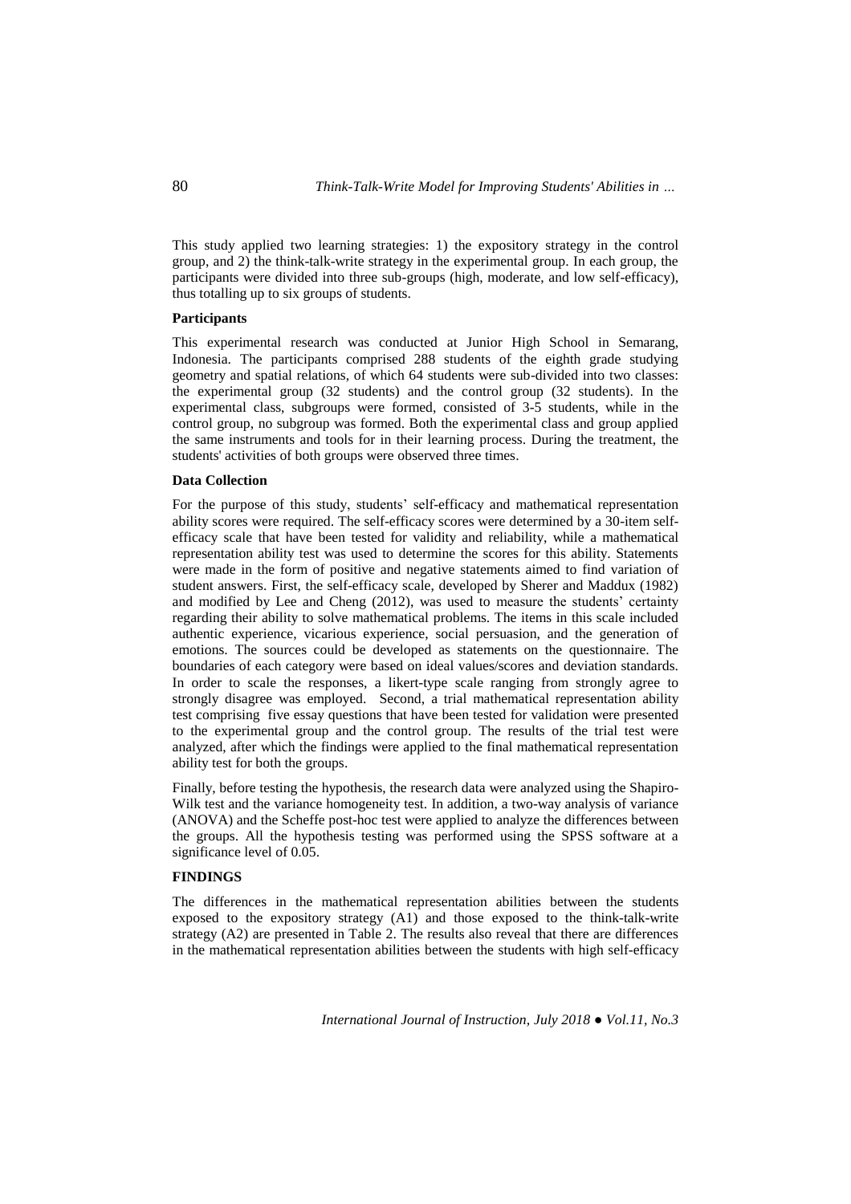This study applied two learning strategies: 1) the expository strategy in the control group, and 2) the think-talk-write strategy in the experimental group. In each group, the participants were divided into three sub-groups (high, moderate, and low self-efficacy), thus totalling up to six groups of students.

**Participants**

This experimental research was conducted at Junior High School in Semarang, Indonesia. The participants comprised 288 students of the eighth grade studying geometry and spatial relations, of which 64 students were sub-divided into two classes: the experimental group (32 students) and the control group (32 students). In the experimental class, subgroups were formed, consisted of 3-5 students, while in the control group, no subgroup was formed. Both the experimental class and group applied the same instruments and tools for in their learning process. During the treatment, the students' activities of both groups were observed three times.

**Data Collection**

For the purpose of this study, students' self-efficacy and mathematical representation ability scores were required. The self-efficacy scores were determined by a 30-item self-efficacy scale that have been tested for validity and reliability, while a mathematical representation ability test was used to determine the scores for this ability. Statements were made in the form of positive and negative statements aimed to find variation of student answers. First, the self-efficacy scale, developed by Sherer and Maddux (1982) and modified by Lee and Cheng (2012), was used to measure the students' certainty regarding their ability to solve mathematical problems. The items in this scale included authentic experience, vicarious experience, social persuasion, and the generation of emotions. The sources could be developed as statements on the questionnaire. The boundaries of each category were based on ideal values/scores and deviation standards. In order to scale the responses, a likert-type scale ranging from strongly agree to strongly disagree was employed. Second, a trial mathematical representation ability test comprising five essay questions that have been tested for validation were presented to the experimental group and the control group. The results of the trial test were analyzed, after which the findings were applied to the final mathematical representation ability test for both the groups.

Finally, before testing the hypothesis, the research data were analyzed using the Shapiro-Wilk test and the variance homogeneity test. In addition, a two-way analysis of variance (ANOVA) and the Scheffe post-hoc test were applied to analyze the differences between the groups. All the hypothesis testing was performed using the SPSS software at a significance level of 0.05.

**FINDINGS**

The differences in the mathematical representation abilities between the students exposed to the expository strategy (A1) and those exposed to the think-talk-write strategy (A2) are presented in Table 2. The results also reveal that there are differences in the mathematical representation abilities between the students with high self-efficacy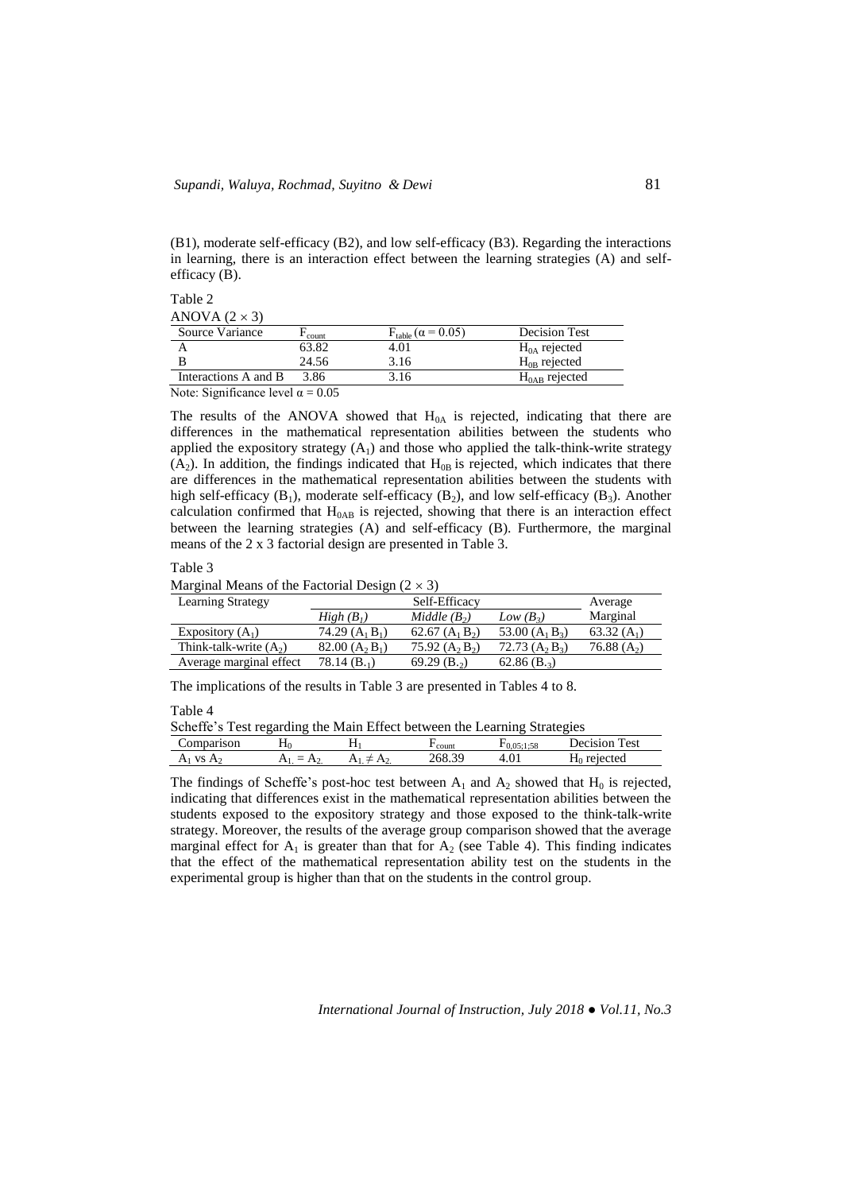(B1), moderate self-efficacy (B2), and low self-efficacy (B3). Regarding the interactions in learning, there is an interaction effect between the learning strategies (A) and self-efficacy (B).

Table 2

ANOVA ($2 \times 3$)

| Source Variance | $F_{count}$ | $F_{table}$ ($\alpha = 0.05$) | Decision Test |
|---|---|---|---|
| A | 63.82 | 4.01 | $H_{0A}$ rejected |
| B | 24.56 | 3.16 | $H_{0B}$ rejected |
| Interactions A and B | 3.86 | 3.16 | $H_{0AB}$ rejected |

Note: Significance level $\alpha = 0.05$

The results of the ANOVA showed that $H_{0A}$ is rejected, indicating that there are differences in the mathematical representation abilities between the students who applied the expository strategy ($A_1$) and those who applied the talk-think-write strategy ($A_2$). In addition, the findings indicated that $H_{0B}$ is rejected, which indicates that there are differences in the mathematical representation abilities between the students with high self-efficacy ($B_1$), moderate self-efficacy ($B_2$), and low self-efficacy ($B_3$). Another calculation confirmed that $H_{0AB}$ is rejected, showing that there is an interaction effect between the learning strategies (A) and self-efficacy (B). Furthermore, the marginal means of the 2 x 3 factorial design are presented in Table 3.

Table 3

Marginal Means of the Factorial Design ($2 \times 3$)

| Learning Strategy | Self-Efficacy | | | Average |
|---|---|---|---|---|
| | *High* ($B_1$) | *Middle* ($B_2$) | *Low* ($B_3$) | Marginal |
| Expository ($A_1$) | 74.29 ($A_1 B_1$) | 62.67 ($A_1 B_2$) | 53.00 ($A_1 B_3$) | 63.32 ($A_1$) |
| Think-talk-write ($A_2$) | 82.00 ($A_2 B_1$) | 75.92 ($A_2 B_2$) | 72.73 ($A_2 B_3$) | 76.88 ($A_2$) |
| Average marginal effect | 78.14 ($B_{.1}$) | 69.29 ($B_{.2}$) | 62.86 ($B_{.3}$) | |

The implications of the results in Table 3 are presented in Tables 4 to 8.

Table 4

Scheffe's Test regarding the Main Effect between the Learning Strategies

| Comparison | $H_0$ | $H_1$ | $F_{count}$ | $F_{0,05;1;58}$ | Decision Test |
|---|---|---|---|---|---|
| $A_1$ vs $A_2$ | $A_{1.} = A_{2.}$ | $A_{1.} \neq A_{2.}$ | 268.39 | 4.01 | $H_0$ rejected |

The findings of Scheffe's post-hoc test between $A_1$ and $A_2$ showed that $H_0$ is rejected, indicating that differences exist in the mathematical representation abilities between the students exposed to the expository strategy and those exposed to the think-talk-write strategy. Moreover, the results of the average group comparison showed that the average marginal effect for $A_1$ is greater than that for $A_2$ (see Table 4). This finding indicates that the effect of the mathematical representation ability test on the students in the experimental group is higher than that on the students in the control group.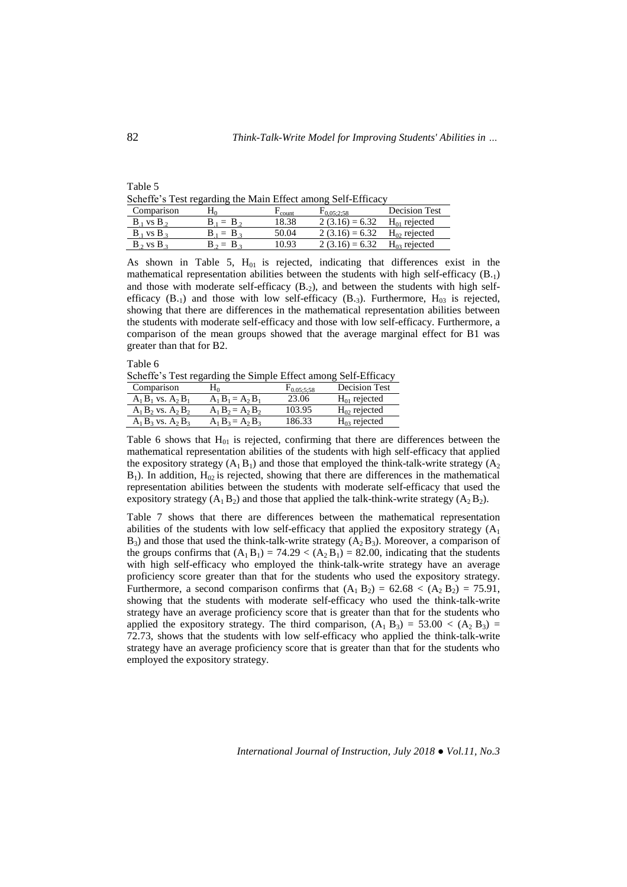Table 5

Scheffe's Test regarding the Main Effect among Self-Efficacy

| Comparison | $H_0$ | $F_{count}$ | $F_{0.05;2;58}$ | Decision Test |
|---|---|---|---|---|
| $B_{.1}$ vs $B_{.2}$ | $B_{.1} = B_{.2}$ | 18.38 | 2 (3.16) = 6.32 | $H_{01}$ rejected |
| $B_{.1}$ vs $B_{.3}$ | $B_{.1} = B_{.3}$ | 50.04 | 2 (3.16) = 6.32 | $H_{02}$ rejected |
| $B_{.2}$ vs $B_{.3}$ | $B_{.2} = B_{.3}$ | 10.93 | 2 (3.16) = 6.32 | $H_{03}$ rejected |

As shown in Table 5, $H_{01}$ is rejected, indicating that differences exist in the mathematical representation abilities between the students with high self-efficacy ($B_{.1}$) and those with moderate self-efficacy ($B_{.2}$), and between the students with high self-efficacy ($B_{.1}$) and those with low self-efficacy ($B_{.3}$). Furthermore, $H_{03}$ is rejected, showing that there are differences in the mathematical representation abilities between the students with moderate self-efficacy and those with low self-efficacy. Furthermore, a comparison of the mean groups showed that the average marginal effect for B1 was greater than that for B2.

Table 6

Scheffe's Test regarding the Simple Effect among Self-Efficacy

| Comparison | $H_0$ | $F_{0.05;5;58}$ | Decision Test |
|---|---|---|---|
| $A_1 B_1$ vs. $A_2 B_1$ | $A_1 B_1 = A_2 B_1$ | 23.06 | $H_{01}$ rejected |
| $A_1 B_2$ vs. $A_2 B_2$ | $A_1 B_2 = A_2 B_2$ | 103.95 | $H_{02}$ rejected |
| $A_1 B_3$ vs. $A_2 B_3$ | $A_1 B_3 = A_2 B_3$ | 186.33 | $H_{03}$ rejected |

Table 6 shows that $H_{01}$ is rejected, confirming that there are differences between the mathematical representation abilities of the students with high self-efficacy that applied the expository strategy ($A_1 B_1$) and those that employed the think-talk-write strategy ($A_2 B_1$). In addition, $H_{02}$ is rejected, showing that there are differences in the mathematical representation abilities between the students with moderate self-efficacy that used the expository strategy ($A_1 B_2$) and those that applied the talk-think-write strategy ($A_2 B_2$).

Table 7 shows that there are differences between the mathematical representation abilities of the students with low self-efficacy that applied the expository strategy ($A_1 B_3$) and those that used the think-talk-write strategy ($A_2 B_3$). Moreover, a comparison of the groups confirms that $(A_1 B_1) = 74.29 < (A_2 B_1) = 82.00$, indicating that the students with high self-efficacy who employed the think-talk-write strategy have an average proficiency score greater than that for the students who used the expository strategy. Furthermore, a second comparison confirms that $(A_1 B_2) = 62.68 < (A_2 B_2) = 75.91$, showing that the students with moderate self-efficacy who used the think-talk-write strategy have an average proficiency score that is greater than that for the students who applied the expository strategy. The third comparison, $(A_1 B_3) = 53.00 < (A_2 B_3) = 72.73$, shows that the students with low self-efficacy who applied the think-talk-write strategy have an average proficiency score that is greater than that for the students who employed the expository strategy.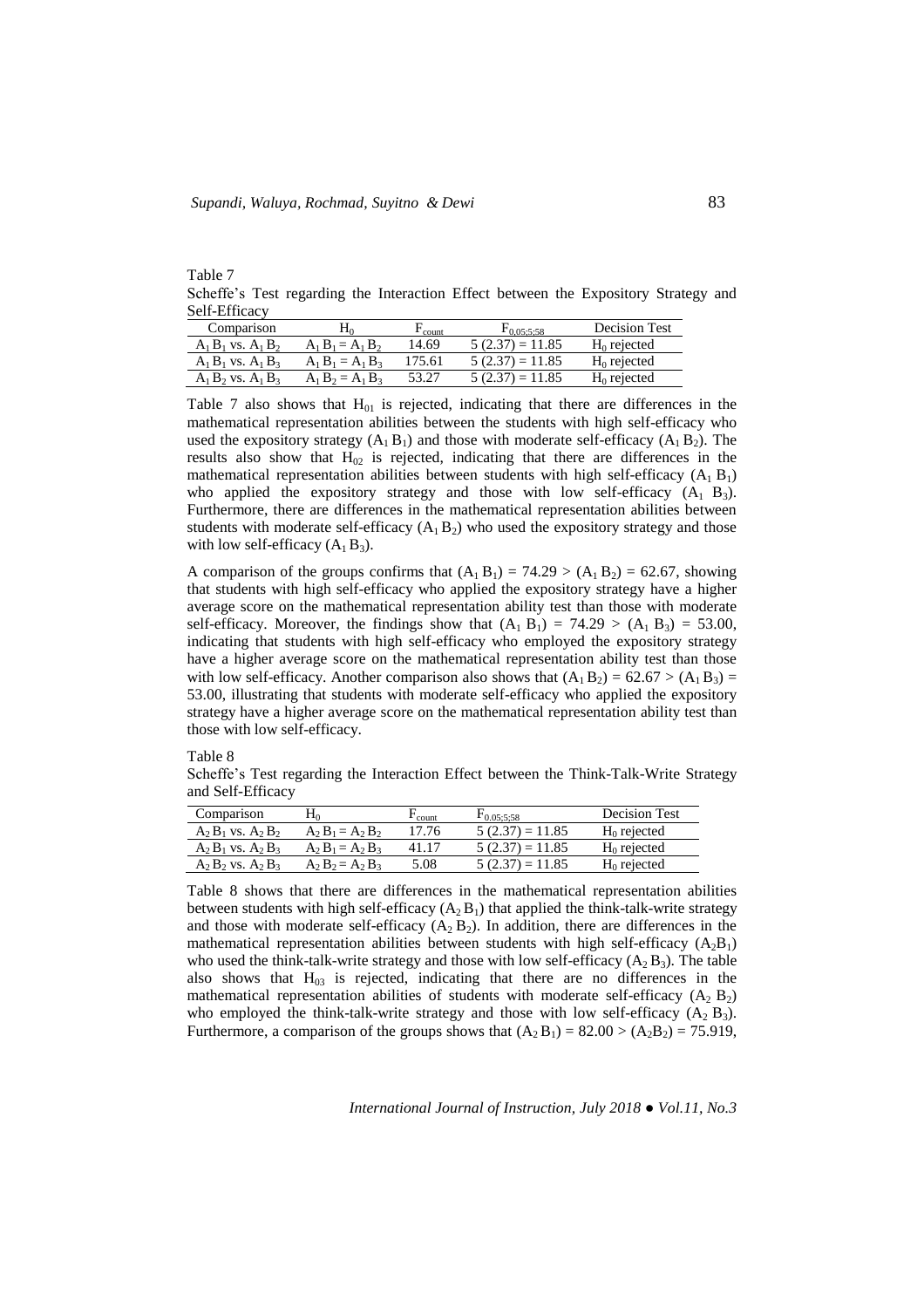Table 7

Scheffe's Test regarding the Interaction Effect between the Expository Strategy and Self-Efficacy

| Comparison | $H_0$ | $F_{count}$ | $F_{0.05;5;58}$ | Decision Test |
|---|---|---|---|---|
| $A_1 B_1$ vs. $A_1 B_2$ | $A_1 B_1 = A_1 B_2$ | 14.69 | 5 (2.37) = 11.85 | $H_0$ rejected |
| $A_1 B_1$ vs. $A_1 B_3$ | $A_1 B_1 = A_1 B_3$ | 175.61 | 5 (2.37) = 11.85 | $H_0$ rejected |
| $A_1 B_2$ vs. $A_1 B_3$ | $A_1 B_2 = A_1 B_3$ | 53.27 | 5 (2.37) = 11.85 | $H_0$ rejected |

Table 7 also shows that $H_{01}$ is rejected, indicating that there are differences in the mathematical representation abilities between the students with high self-efficacy who used the expository strategy ($A_1 B_1$) and those with moderate self-efficacy ($A_1 B_2$). The results also show that $H_{02}$ is rejected, indicating that there are differences in the mathematical representation abilities between students with high self-efficacy ($A_1 B_1$) who applied the expository strategy and those with low self-efficacy ($A_1 B_3$). Furthermore, there are differences in the mathematical representation abilities between students with moderate self-efficacy ($A_1 B_2$) who used the expository strategy and those with low self-efficacy ($A_1 B_3$).

A comparison of the groups confirms that $(A_1 B_1) = 74.29 > (A_1 B_2) = 62.67$, showing that students with high self-efficacy who applied the expository strategy have a higher average score on the mathematical representation ability test than those with moderate self-efficacy. Moreover, the findings show that $(A_1 B_1) = 74.29 > (A_1 B_3) = 53.00$, indicating that students with high self-efficacy who employed the expository strategy have a higher average score on the mathematical representation ability test than those with low self-efficacy. Another comparison also shows that $(A_1 B_2) = 62.67 > (A_1 B_3) = 53.00$, illustrating that students with moderate self-efficacy who applied the expository strategy have a higher average score on the mathematical representation ability test than those with low self-efficacy.

Table 8

Scheffe's Test regarding the Interaction Effect between the Think-Talk-Write Strategy and Self-Efficacy

| Comparison | $H_0$ | $F_{count}$ | $F_{0.05;5;58}$ | Decision Test |
|---|---|---|---|---|
| $A_2 B_1$ vs. $A_2 B_2$ | $A_2 B_1 = A_2 B_2$ | 17.76 | 5 (2.37) = 11.85 | $H_0$ rejected |
| $A_2 B_1$ vs. $A_2 B_3$ | $A_2 B_1 = A_2 B_3$ | 41.17 | 5 (2.37) = 11.85 | $H_0$ rejected |
| $A_2 B_2$ vs. $A_2 B_3$ | $A_2 B_2 = A_2 B_3$ | 5.08 | 5 (2.37) = 11.85 | $H_0$ rejected |

Table 8 shows that there are differences in the mathematical representation abilities between students with high self-efficacy ($A_2 B_1$) that applied the think-talk-write strategy and those with moderate self-efficacy ($A_2 B_2$). In addition, there are differences in the mathematical representation abilities between students with high self-efficacy ($A_2B_1$) who used the think-talk-write strategy and those with low self-efficacy ($A_2 B_3$). The table also shows that $H_{03}$ is rejected, indicating that there are no differences in the mathematical representation abilities of students with moderate self-efficacy ($A_2 B_2$) who employed the think-talk-write strategy and those with low self-efficacy ($A_2 B_3$). Furthermore, a comparison of the groups shows that $(A_2 B_1) = 82.00 > (A_2B_2) = 75.919$,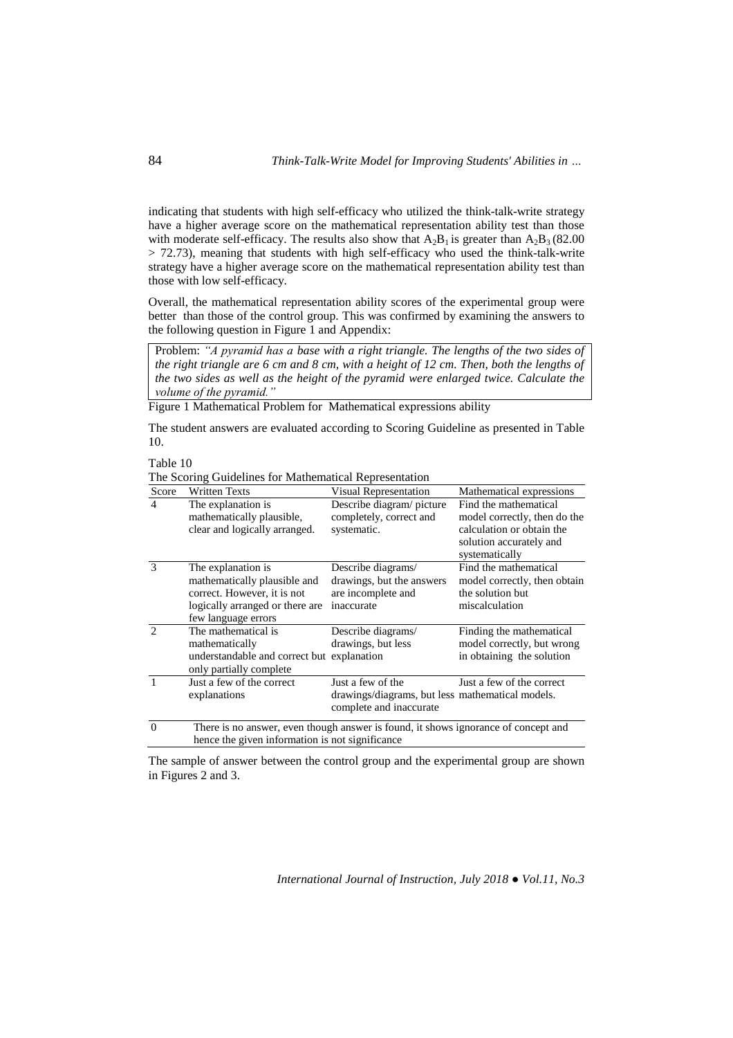indicating that students with high self-efficacy who utilized the think-talk-write strategy have a higher average score on the mathematical representation ability test than those with moderate self-efficacy. The results also show that $A_2B_1$ is greater than $A_2B_3$ (82.00 > 72.73), meaning that students with high self-efficacy who used the think-talk-write strategy have a higher average score on the mathematical representation ability test than those with low self-efficacy.

Overall, the mathematical representation ability scores of the experimental group were better than those of the control group. This was confirmed by examining the answers to the following question in Figure 1 and Appendix:

> Problem: *"A pyramid has a base with a right triangle. The lengths of the two sides of the right triangle are 6 cm and 8 cm, with a height of 12 cm. Then, both the lengths of the two sides as well as the height of the pyramid were enlarged twice. Calculate the volume of the pyramid."*

Figure 1 Mathematical Problem for Mathematical expressions ability

The student answers are evaluated according to Scoring Guideline as presented in Table 10.

Table 10

The Scoring Guidelines for Mathematical Representation

| Score | Written Texts | Visual Representation | Mathematical expressions |
|---|---|---|---|
| 4 | The explanation is mathematically plausible, clear and logically arranged. | Describe diagram/ picture completely, correct and systematic. | Find the mathematical model correctly, then do the calculation or obtain the solution accurately and systematically |
| 3 | The explanation is mathematically plausible and correct. However, it is not logically arranged or there are few language errors | Describe diagrams/ drawings, but the answers are incomplete and inaccurate | Find the mathematical model correctly, then obtain the solution but miscalculation |
| 2 | The mathematical is mathematically understandable and correct but only partially complete | Describe diagrams/ drawings, but less explanation | Finding the mathematical model correctly, but wrong in obtaining the solution |
| 1 | Just a few of the correct explanations | Just a few of the drawings/diagrams, but less complete and inaccurate | Just a few of the correct mathematical models. |
| 0 | There is no answer, even though answer is found, it shows ignorance of concept and hence the given information is not significance | | |

The sample of answer between the control group and the experimental group are shown in Figures 2 and 3.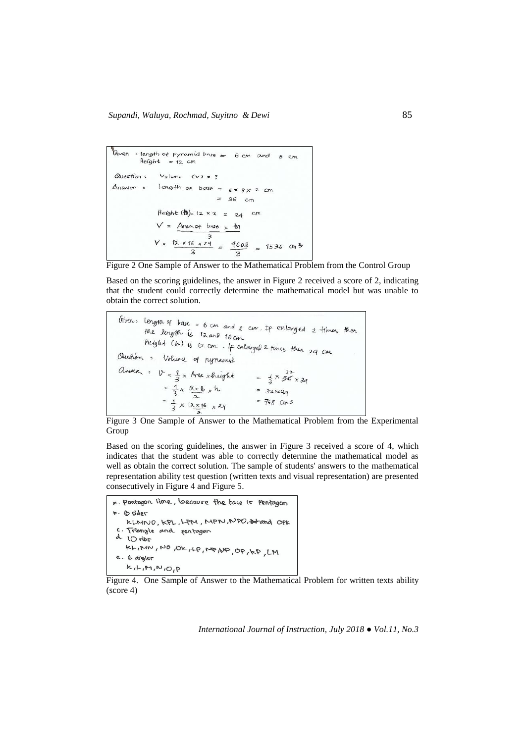Given : length of pyramid base = 6 cm and 8 cm
Height = 12 cm

Question : Volume (v) = ?

Answer : Length of base = 6 × 8 × 2 cm
= 96 cm

Height (h) = 12 × 2 = 24 cm

$V = \frac{\text{Area of base} \times h}{3}$

$V = \frac{12 \times 16 \times 24}{3} = \frac{4608}{3} = 1536 \text{ cm}^3$

Figure 2 One Sample of Answer to the Mathematical Problem from the Control Group

Based on the scoring guidelines, the answer in Figure 2 received a score of 2, indicating that the student could correctly determine the mathematical model but was unable to obtain the correct solution.

Given : length of base = 6 cm and 8 cm. If enlarged 2 times then the length is 12 and 16 cm
Height (h) is 12 cm. If enlarged 2 times then 24 cm

Question : Volume of pyramid

Answer : $V = \frac{1}{3} \times \text{Area} \times \text{height}$

$= \frac{1}{3} \times \frac{a \times b}{2} \times h$

$= \frac{1}{3} \times \frac{12 \times 16}{2} \times 24$

$= \frac{1}{3} \times 96 \times 24$

$= 32 \times 24$

$= 768 \text{ cm}^3$

Figure 3 One Sample of Answer to the Mathematical Problem from the Experimental Group

Based on the scoring guidelines, the answer in Figure 3 received a score of 4, which indicates that the student was able to correctly determine the mathematical model as well as obtain the correct solution. The sample of students' answers to the mathematical representation ability test question (written texts and visual representation) are presented consecutively in Figure 4 and Figure 5.

a. Pentagon lime, because the base is Pentagon
b. 6 sides
KLMNO, KPL, LPM, MPN, NPO, and OPK
c. Triangle and pentagon
d. 10 ribs
KL, MN, NO, OK, LP, MP, NP, OP, KP, LM
e. 6 angles
K, L, M, N, O, P

Figure 4. One Sample of Answer to the Mathematical Problem for written texts ability (score 4)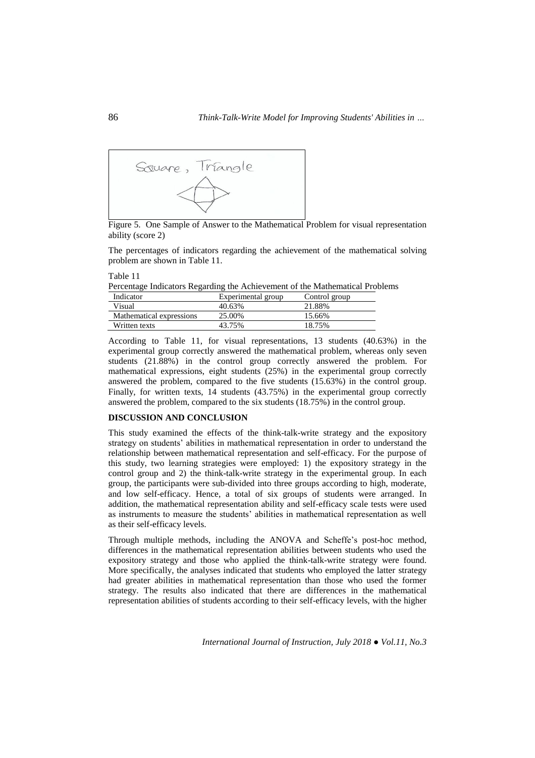Figure 5. One Sample of Answer to the Mathematical Problem for visual representation ability (score 2)

The percentages of indicators regarding the achievement of the mathematical solving problem are shown in Table 11.

Table 11

Percentage Indicators Regarding the Achievement of the Mathematical Problems

| Indicator | Experimental group | Control group |
|---|---|---|
| Visual | 40.63% | 21.88% |
| Mathematical expressions | 25.00% | 15.66% |
| Written texts | 43.75% | 18.75% |

According to Table 11, for visual representations, 13 students (40.63%) in the experimental group correctly answered the mathematical problem, whereas only seven students (21.88%) in the control group correctly answered the problem. For mathematical expressions, eight students (25%) in the experimental group correctly answered the problem, compared to the five students (15.63%) in the control group. Finally, for written texts, 14 students (43.75%) in the experimental group correctly answered the problem, compared to the six students (18.75%) in the control group.

## DISCUSSION AND CONCLUSION

This study examined the effects of the think-talk-write strategy and the expository strategy on students' abilities in mathematical representation in order to understand the relationship between mathematical representation and self-efficacy. For the purpose of this study, two learning strategies were employed: 1) the expository strategy in the control group and 2) the think-talk-write strategy in the experimental group. In each group, the participants were sub-divided into three groups according to high, moderate, and low self-efficacy. Hence, a total of six groups of students were arranged. In addition, the mathematical representation ability and self-efficacy scale tests were used as instruments to measure the students' abilities in mathematical representation as well as their self-efficacy levels.

Through multiple methods, including the ANOVA and Scheffe's post-hoc method, differences in the mathematical representation abilities between students who used the expository strategy and those who applied the think-talk-write strategy were found. More specifically, the analyses indicated that students who employed the latter strategy had greater abilities in mathematical representation than those who used the former strategy. The results also indicated that there are differences in the mathematical representation abilities of students according to their self-efficacy levels, with the higher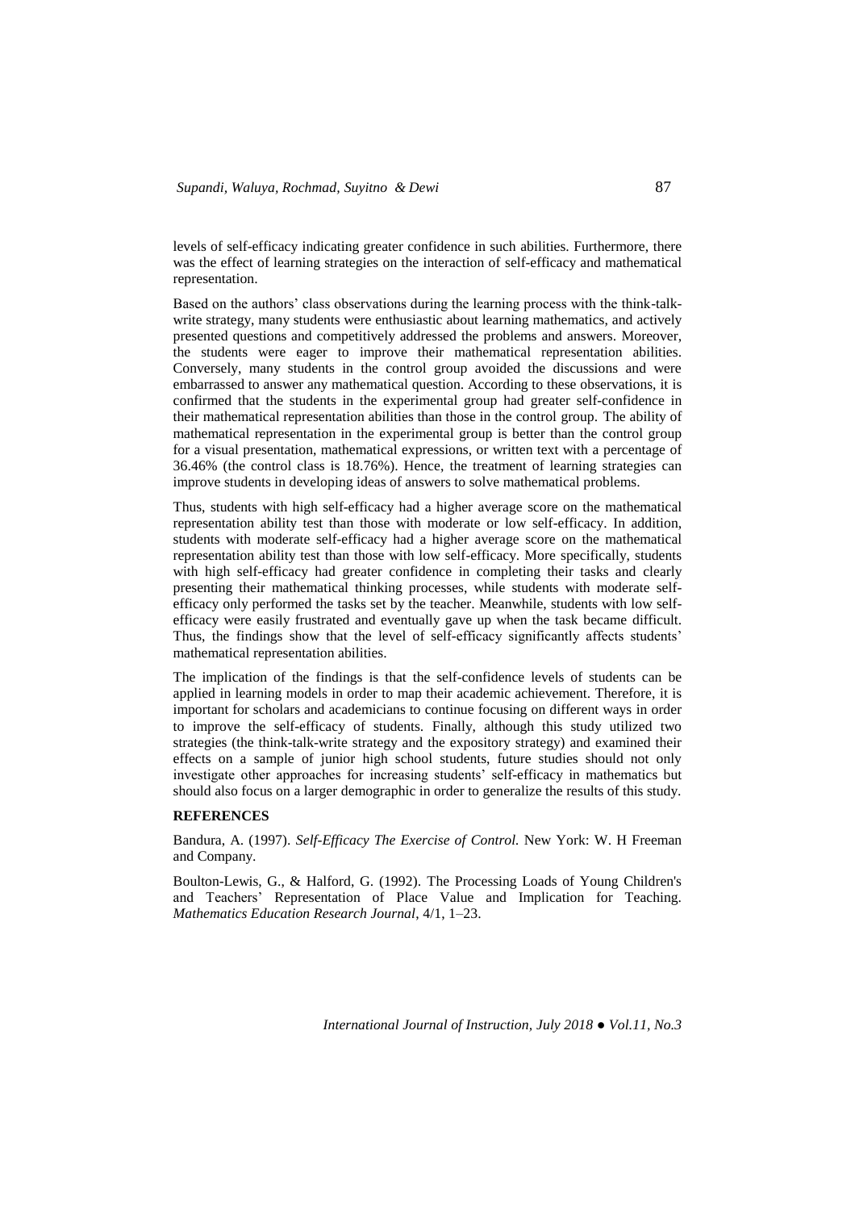levels of self-efficacy indicating greater confidence in such abilities. Furthermore, there was the effect of learning strategies on the interaction of self-efficacy and mathematical representation.

Based on the authors' class observations during the learning process with the think-talk-write strategy, many students were enthusiastic about learning mathematics, and actively presented questions and competitively addressed the problems and answers. Moreover, the students were eager to improve their mathematical representation abilities. Conversely, many students in the control group avoided the discussions and were embarrassed to answer any mathematical question. According to these observations, it is confirmed that the students in the experimental group had greater self-confidence in their mathematical representation abilities than those in the control group. The ability of mathematical representation in the experimental group is better than the control group for a visual presentation, mathematical expressions, or written text with a percentage of 36.46% (the control class is 18.76%). Hence, the treatment of learning strategies can improve students in developing ideas of answers to solve mathematical problems.

Thus, students with high self-efficacy had a higher average score on the mathematical representation ability test than those with moderate or low self-efficacy. In addition, students with moderate self-efficacy had a higher average score on the mathematical representation ability test than those with low self-efficacy. More specifically, students with high self-efficacy had greater confidence in completing their tasks and clearly presenting their mathematical thinking processes, while students with moderate self-efficacy only performed the tasks set by the teacher. Meanwhile, students with low self-efficacy were easily frustrated and eventually gave up when the task became difficult. Thus, the findings show that the level of self-efficacy significantly affects students' mathematical representation abilities.

The implication of the findings is that the self-confidence levels of students can be applied in learning models in order to map their academic achievement. Therefore, it is important for scholars and academicians to continue focusing on different ways in order to improve the self-efficacy of students. Finally, although this study utilized two strategies (the think-talk-write strategy and the expository strategy) and examined their effects on a sample of junior high school students, future studies should not only investigate other approaches for increasing students' self-efficacy in mathematics but should also focus on a larger demographic in order to generalize the results of this study.

## REFERENCES

Bandura, A. (1997). *Self-Efficacy The Exercise of Control.* New York: W. H Freeman and Company.

Boulton-Lewis, G., & Halford, G. (1992). The Processing Loads of Young Children's and Teachers' Representation of Place Value and Implication for Teaching. *Mathematics Education Research Journal*, 4/1, 1–23.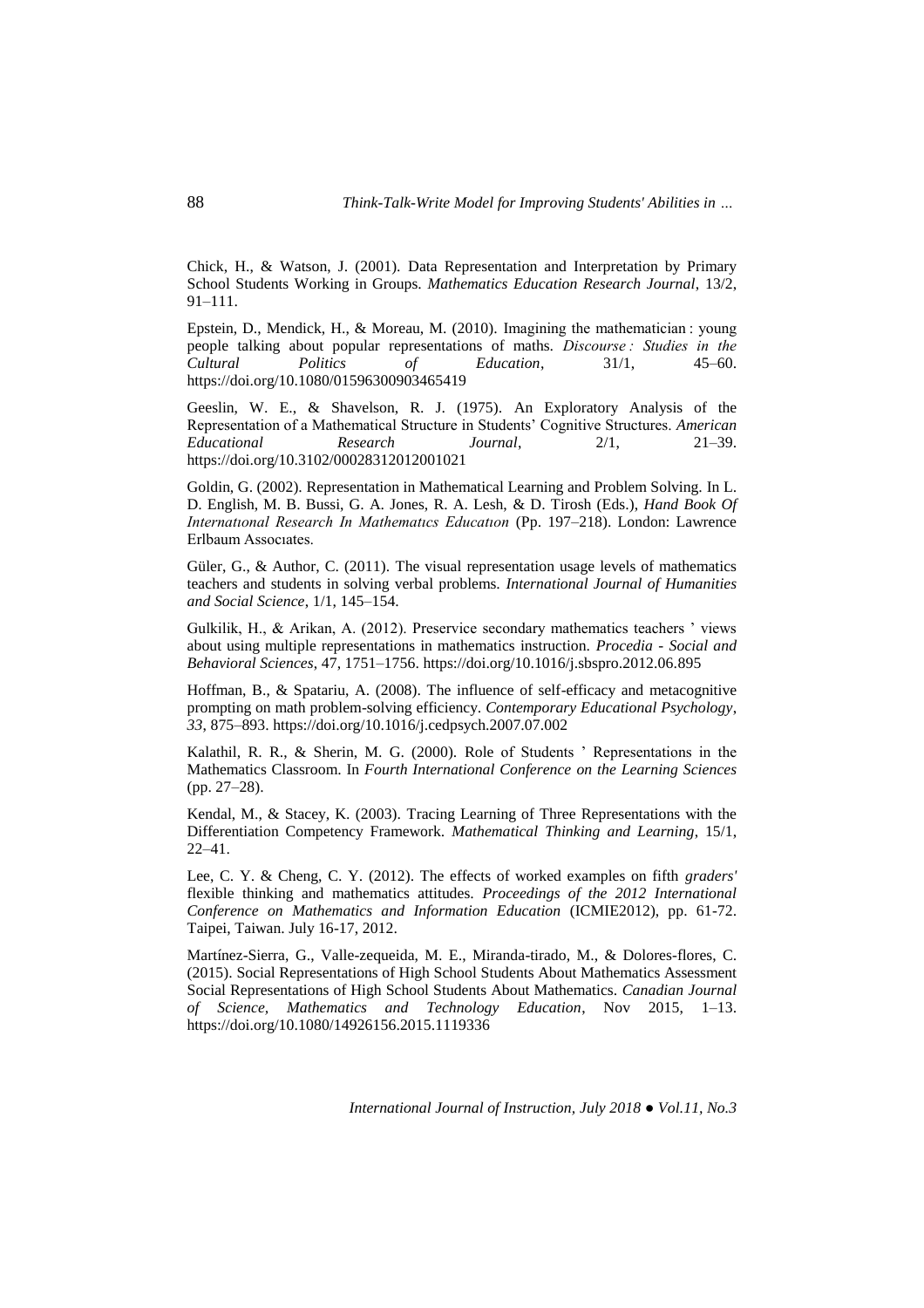Chick, H., & Watson, J. (2001). Data Representation and Interpretation by Primary School Students Working in Groups. *Mathematics Education Research Journal*, 13/2, 91–111.

Epstein, D., Mendick, H., & Moreau, M. (2010). Imagining the mathematician : young people talking about popular representations of maths. *Discourse : Studies in the Cultural Politics of Education*, 31/1, 45–60. https://doi.org/10.1080/01596300903465419

Geeslin, W. E., & Shavelson, R. J. (1975). An Exploratory Analysis of the Representation of a Mathematical Structure in Students' Cognitive Structures. *American Educational Research Journal*, 2/1, 21–39. https://doi.org/10.3102/00028312012001021

Goldin, G. (2002). Representation in Mathematical Learning and Problem Solving. In L. D. English, M. B. Bussi, G. A. Jones, R. A. Lesh, & D. Tirosh (Eds.), *Hand Book Of Internatıonal Research In Mathematıcs Educatıon* (Pp. 197–218). London: Lawrence Erlbaum Assocıates.

Güler, G., & Author, C. (2011). The visual representation usage levels of mathematics teachers and students in solving verbal problems. *International Journal of Humanities and Social Science*, 1/1, 145–154.

Gulkilik, H., & Arikan, A. (2012). Preservice secondary mathematics teachers ' views about using multiple representations in mathematics instruction. *Procedia - Social and Behavioral Sciences*, 47, 1751–1756. https://doi.org/10.1016/j.sbspro.2012.06.895

Hoffman, B., & Spatariu, A. (2008). The influence of self-efficacy and metacognitive prompting on math problem-solving efficiency. *Contemporary Educational Psychology*, *33*, 875–893. https://doi.org/10.1016/j.cedpsych.2007.07.002

Kalathil, R. R., & Sherin, M. G. (2000). Role of Students ' Representations in the Mathematics Classroom. In *Fourth International Conference on the Learning Sciences* (pp. 27–28).

Kendal, M., & Stacey, K. (2003). Tracing Learning of Three Representations with the Differentiation Competency Framework. *Mathematical Thinking and Learning*, 15/1, 22–41.

Lee, C. Y. & Cheng, C. Y. (2012). The effects of worked examples on fifth *graders'* flexible thinking and mathematics attitudes. *Proceedings of the 2012 International Conference on Mathematics and Information Education* (ICMIE2012), pp. 61-72. Taipei, Taiwan. July 16-17, 2012.

Martínez-Sierra, G., Valle-zequeida, M. E., Miranda-tirado, M., & Dolores-flores, C. (2015). Social Representations of High School Students About Mathematics Assessment Social Representations of High School Students About Mathematics. *Canadian Journal of Science, Mathematics and Technology Education*, Nov 2015, 1–13. https://doi.org/10.1080/14926156.2015.1119336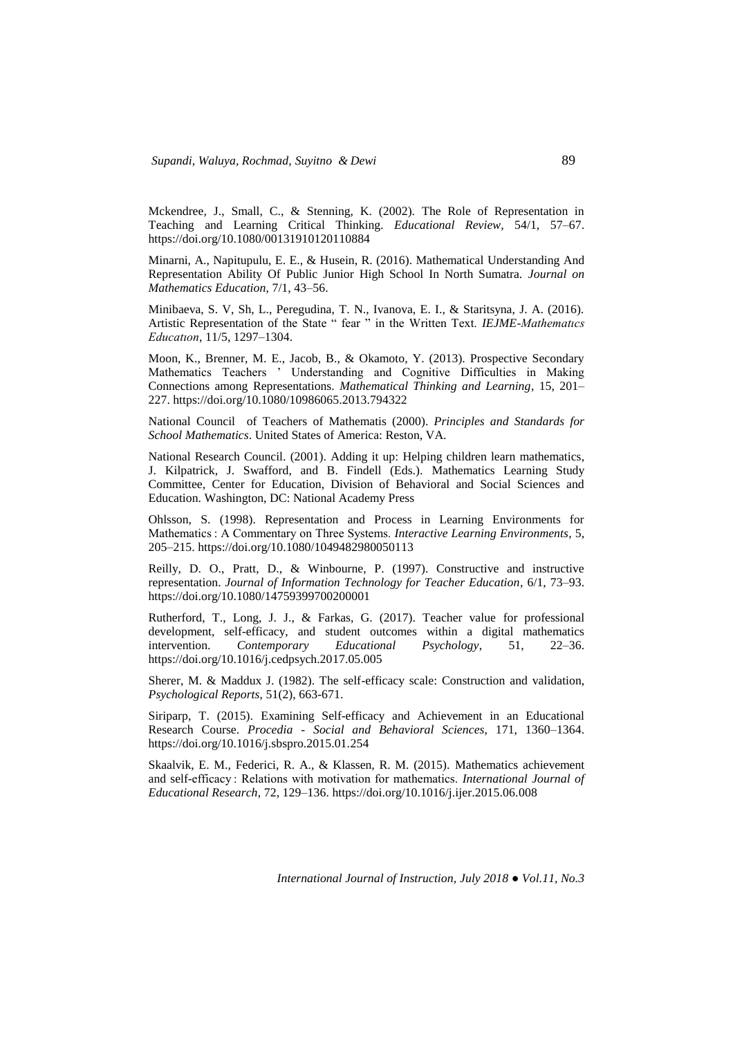Mckendree, J., Small, C., & Stenning, K. (2002). The Role of Representation in Teaching and Learning Critical Thinking. *Educational Review*, 54/1, 57–67. https://doi.org/10.1080/00131910120110884

Minarni, A., Napitupulu, E. E., & Husein, R. (2016). Mathematical Understanding And Representation Ability Of Public Junior High School In North Sumatra. *Journal on Mathematics Education*, 7/1, 43–56.

Minibaeva, S. V, Sh, L., Peregudina, T. N., Ivanova, E. I., & Staritsyna, J. A. (2016). Artistic Representation of the State " fear " in the Written Text. *IEJME-Mathematıcs Educatıon*, 11/5, 1297–1304.

Moon, K., Brenner, M. E., Jacob, B., & Okamoto, Y. (2013). Prospective Secondary Mathematics Teachers ' Understanding and Cognitive Difficulties in Making Connections among Representations. *Mathematical Thinking and Learning*, 15, 201–227. https://doi.org/10.1080/10986065.2013.794322

National Council of Teachers of Mathematis (2000). *Principles and Standards for School Mathematics*. United States of America: Reston, VA.

National Research Council. (2001). Adding it up: Helping children learn mathematics, J. Kilpatrick, J. Swafford, and B. Findell (Eds.). Mathematics Learning Study Committee, Center for Education, Division of Behavioral and Social Sciences and Education. Washington, DC: National Academy Press

Ohlsson, S. (1998). Representation and Process in Learning Environments for Mathematics : A Commentary on Three Systems. *Interactive Learning Environments*, 5, 205–215. https://doi.org/10.1080/1049482980050113

Reilly, D. O., Pratt, D., & Winbourne, P. (1997). Constructive and instructive representation. *Journal of Information Technology for Teacher Education*, 6/1, 73–93. https://doi.org/10.1080/14759399700200001

Rutherford, T., Long, J. J., & Farkas, G. (2017). Teacher value for professional development, self-efficacy, and student outcomes within a digital mathematics intervention. *Contemporary Educational Psychology*, 51, 22–36. https://doi.org/10.1016/j.cedpsych.2017.05.005

Sherer, M. & Maddux J. (1982). The self-efficacy scale: Construction and validation, *Psychological Reports*, 51(2), 663-671.

Siriparp, T. (2015). Examining Self-efficacy and Achievement in an Educational Research Course. *Procedia - Social and Behavioral Sciences*, 171, 1360–1364. https://doi.org/10.1016/j.sbspro.2015.01.254

Skaalvik, E. M., Federici, R. A., & Klassen, R. M. (2015). Mathematics achievement and self-efficacy : Relations with motivation for mathematics. *International Journal of Educational Research*, 72, 129–136. https://doi.org/10.1016/j.ijer.2015.06.008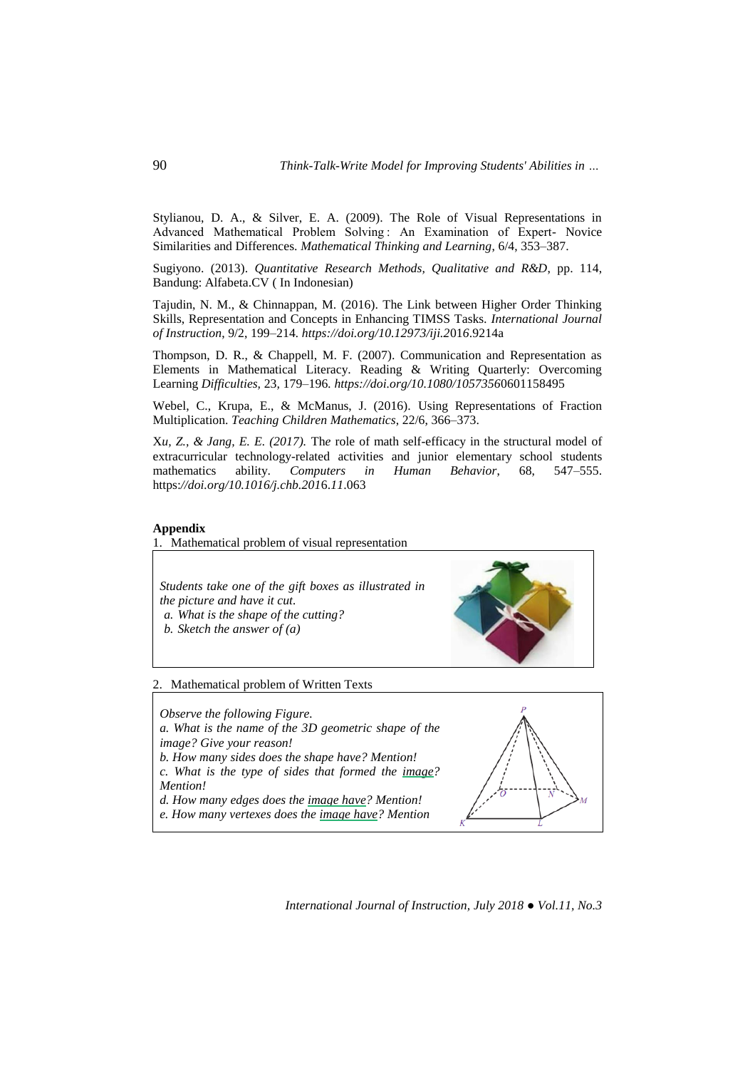Stylianou, D. A., & Silver, E. A. (2009). The Role of Visual Representations in Advanced Mathematical Problem Solving : An Examination of Expert- Novice Similarities and Differences. *Mathematical Thinking and Learning*, 6/4, 353–387.

Sugiyono. (2013). *Quantitative Research Methods, Qualitative and R&D*, pp. 114, Bandung: Alfabeta.CV ( In Indonesian)

Tajudin, N. M., & Chinnappan, M. (2016). The Link between Higher Order Thinking Skills, Representation and Concepts in Enhancing TIMSS Tasks. *International Journal of Instruction*, 9/2, 199–214. *https://doi.org/10.12973/iji.2016.9214a*

Thompson, D. R., & Chappell, M. F. (2007). Communication and Representation as Elements in Mathematical Literacy. Reading & Writing Quarterly: Overcoming Learning *Difficulties,* 23, 179–196. *https://doi.org/10.1080/10573560601158495*

Webel, C., Krupa, E., & McManus, J. (2016). Using Representations of Fraction Multiplication. *Teaching Children Mathematics*, 22/6, 366–373.

Xu, Z., & Jang, E. E. (2017). The role of math self-efficacy in the structural model of extracurricular technology-related activities and junior elementary school students mathematics ability. *Computers in Human Behavior*, 68, 547–555. https://doi.org/10.1016/j.chb.2016.11.063

**Appendix**

1. Mathematical problem of visual representation

*Students take one of the gift boxes as illustrated in the picture and have it cut.*
*a. What is the shape of the cutting?*
*b. Sketch the answer of (a)*

2. Mathematical problem of Written Texts

*Observe the following Figure.*
*a. What is the name of the 3D geometric shape of the image? Give your reason!*
*b. How many sides does the shape have? Mention!*
*c. What is the type of sides that formed the image? Mention!*
*d. How many edges does the image have? Mention!*
*e. How many vertexes does the image have? Mention*

P
O
N
M
K
L